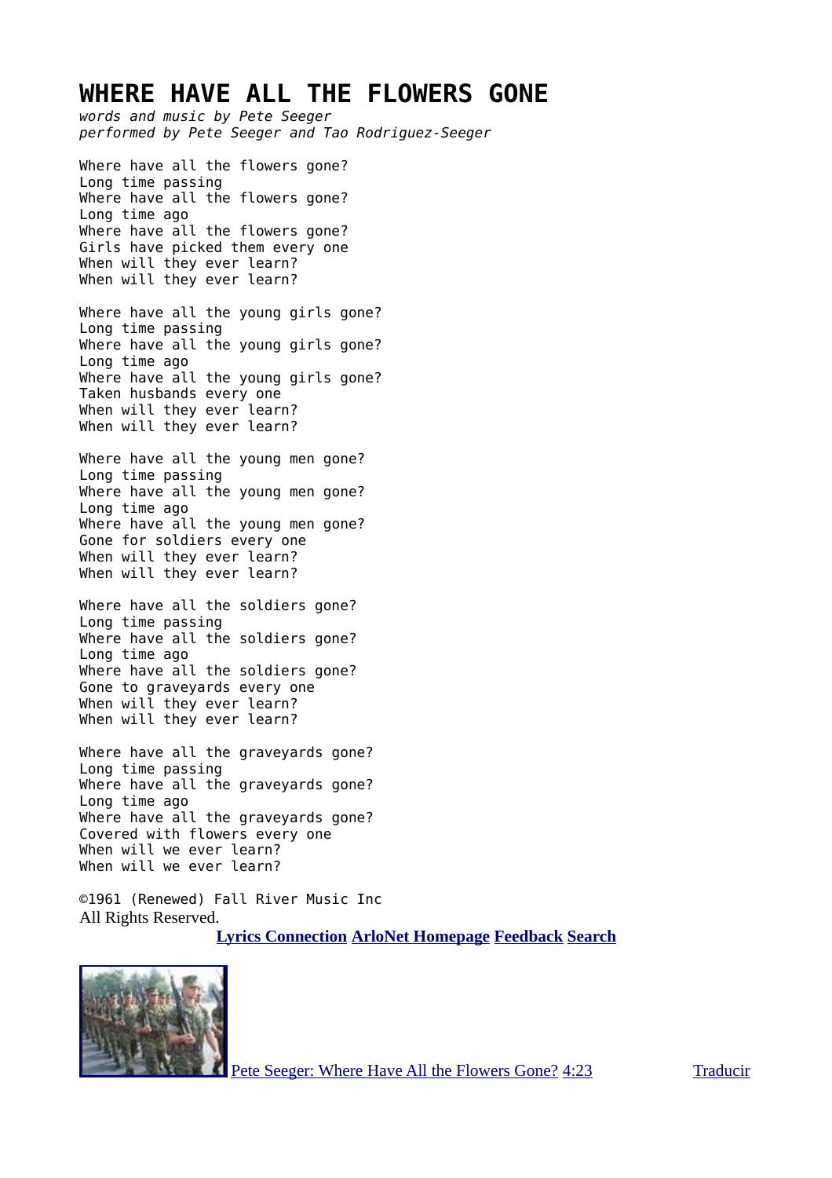# WHERE HAVE ALL THE FLOWERS GONE

*words and music by Pete Seeger*
*performed by Pete Seeger and Tao Rodriguez-Seeger*

Where have all the flowers gone?
Long time passing
Where have all the flowers gone?
Long time ago
Where have all the flowers gone?
Girls have picked them every one
When will they ever learn?
When will they ever learn?

Where have all the young girls gone?
Long time passing
Where have all the young girls gone?
Long time ago
Where have all the young girls gone?
Taken husbands every one
When will they ever learn?
When will they ever learn?

Where have all the young men gone?
Long time passing
Where have all the young men gone?
Long time ago
Where have all the young men gone?
Gone for soldiers every one
When will they ever learn?
When will they ever learn?

Where have all the soldiers gone?
Long time passing
Where have all the soldiers gone?
Long time ago
Where have all the soldiers gone?
Gone to graveyards every one
When will they ever learn?
When will they ever learn?

Where have all the graveyards gone?
Long time passing
Where have all the graveyards gone?
Long time ago
Where have all the graveyards gone?
Covered with flowers every one
When will we ever learn?
When will we ever learn?

©1961 (Renewed) Fall River Music Inc
All Rights Reserved.

**Lyrics Connection** **ArloNet Homepage** **Feedback** **Search**

Pete Seeger: Where Have All the Flowers Gone? 4:23 Traducir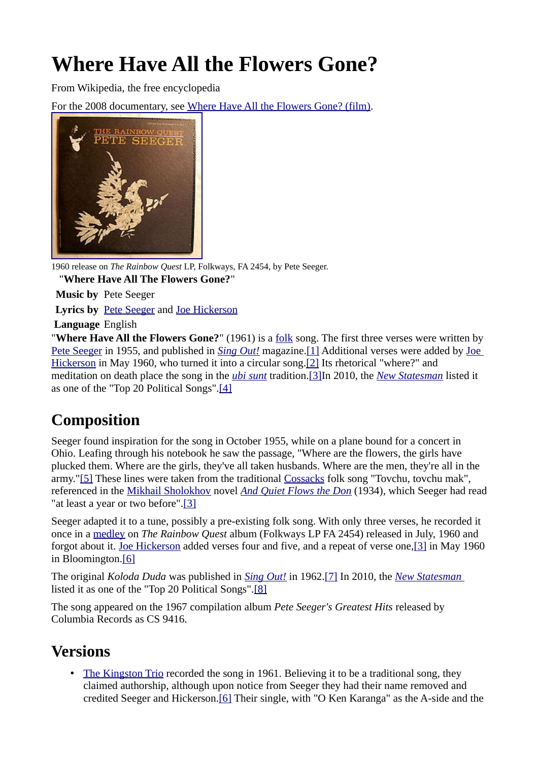# Where Have All the Flowers Gone?

From Wikipedia, the free encyclopedia

For the 2008 documentary, see Where Have All the Flowers Gone? (film).

1960 release on *The Rainbow Quest* LP, Folkways, FA 2454, by Pete Seeger.

| "**Where Have All The Flowers Gone?**" | |
|---|---|
| **Music by** | Pete Seeger |
| **Lyrics by** | Pete Seeger and Joe Hickerson |
| **Language** | English |

"**Where Have All the Flowers Gone?**" (1961) is a folk song. The first three verses were written by Pete Seeger in 1955, and published in *Sing Out!* magazine.[1] Additional verses were added by Joe Hickerson in May 1960, who turned it into a circular song.[2] Its rhetorical "where?" and meditation on death place the song in the *ubi sunt* tradition.[3]In 2010, the *New Statesman* listed it as one of the "Top 20 Political Songs".[4]

## Composition

Seeger found inspiration for the song in October 1955, while on a plane bound for a concert in Ohio. Leafing through his notebook he saw the passage, "Where are the flowers, the girls have plucked them. Where are the girls, they've all taken husbands. Where are the men, they're all in the army."[5] These lines were taken from the traditional Cossacks folk song "Tovchu, tovchu mak", referenced in the Mikhail Sholokhov novel *And Quiet Flows the Don* (1934), which Seeger had read "at least a year or two before".[3]

Seeger adapted it to a tune, possibly a pre-existing folk song. With only three verses, he recorded it once in a medley on *The Rainbow Quest* album (Folkways LP FA 2454) released in July, 1960 and forgot about it. Joe Hickerson added verses four and five, and a repeat of verse one,[3] in May 1960 in Bloomington.[6]

The original *Koloda Duda* was published in *Sing Out!* in 1962.[7] In 2010, the *New Statesman* listed it as one of the "Top 20 Political Songs".[8]

The song appeared on the 1967 compilation album *Pete Seeger's Greatest Hits* released by Columbia Records as CS 9416.

## Versions

- The Kingston Trio recorded the song in 1961. Believing it to be a traditional song, they claimed authorship, although upon notice from Seeger they had their name removed and credited Seeger and Hickerson.[6] Their single, with "O Ken Karanga" as the A-side and the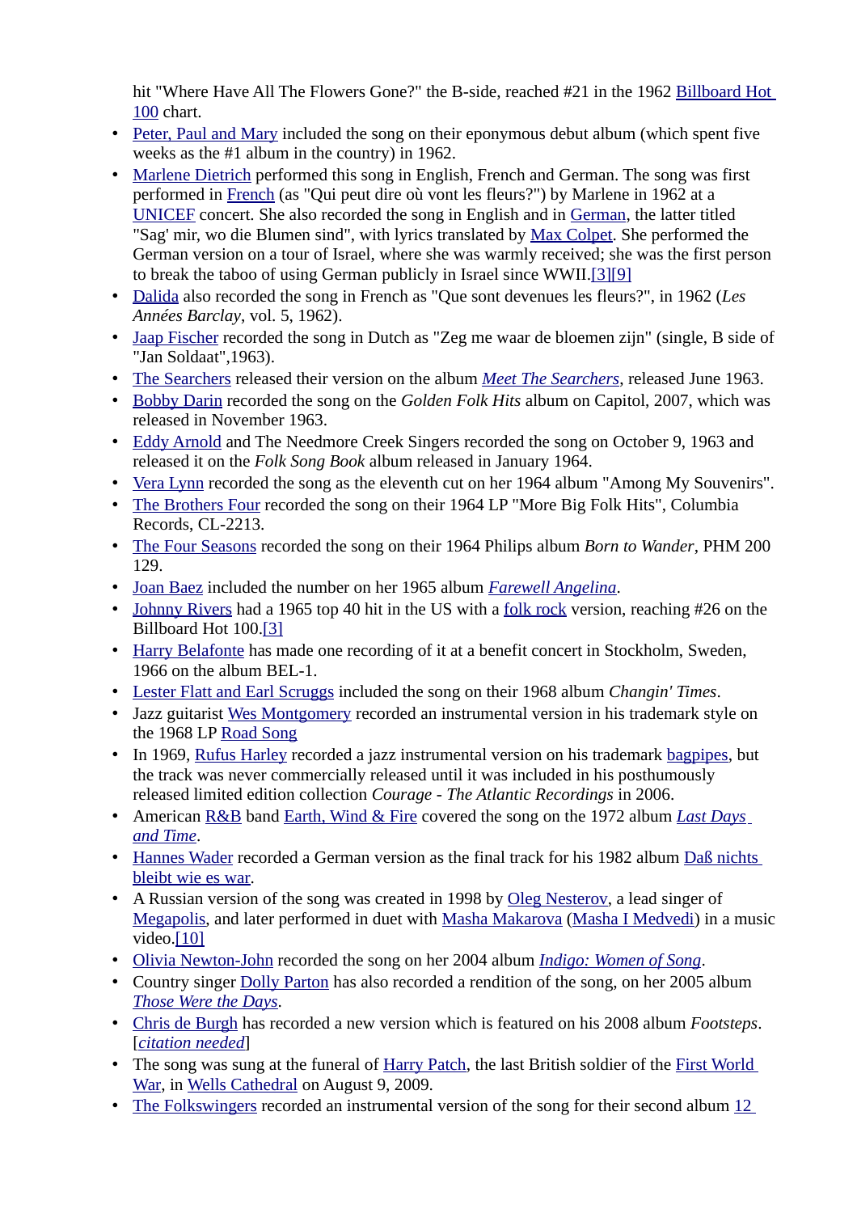hit "Where Have All The Flowers Gone?" the B-side, reached #21 in the 1962 Billboard Hot 100 chart.

- Peter, Paul and Mary included the song on their eponymous debut album (which spent five weeks as the #1 album in the country) in 1962.
- Marlene Dietrich performed this song in English, French and German. The song was first performed in French (as "Qui peut dire où vont les fleurs?") by Marlene in 1962 at a UNICEF concert. She also recorded the song in English and in German, the latter titled "Sag' mir, wo die Blumen sind", with lyrics translated by Max Colpet. She performed the German version on a tour of Israel, where she was warmly received; she was the first person to break the taboo of using German publicly in Israel since WWII.[3][9]
- Dalida also recorded the song in French as "Que sont devenues les fleurs?", in 1962 (*Les Années Barclay*, vol. 5, 1962).
- Jaap Fischer recorded the song in Dutch as "Zeg me waar de bloemen zijn" (single, B side of "Jan Soldaat",1963).
- The Searchers released their version on the album *Meet The Searchers*, released June 1963.
- Bobby Darin recorded the song on the *Golden Folk Hits* album on Capitol, 2007, which was released in November 1963.
- Eddy Arnold and The Needmore Creek Singers recorded the song on October 9, 1963 and released it on the *Folk Song Book* album released in January 1964.
- Vera Lynn recorded the song as the eleventh cut on her 1964 album "Among My Souvenirs".
- The Brothers Four recorded the song on their 1964 LP "More Big Folk Hits", Columbia Records, CL-2213.
- The Four Seasons recorded the song on their 1964 Philips album *Born to Wander*, PHM 200 129.
- Joan Baez included the number on her 1965 album *Farewell Angelina*.
- Johnny Rivers had a 1965 top 40 hit in the US with a folk rock version, reaching #26 on the Billboard Hot 100.[3]
- Harry Belafonte has made one recording of it at a benefit concert in Stockholm, Sweden, 1966 on the album BEL-1.
- Lester Flatt and Earl Scruggs included the song on their 1968 album *Changin' Times*.
- Jazz guitarist Wes Montgomery recorded an instrumental version in his trademark style on the 1968 LP Road Song
- In 1969, Rufus Harley recorded a jazz instrumental version on his trademark bagpipes, but the track was never commercially released until it was included in his posthumously released limited edition collection *Courage - The Atlantic Recordings* in 2006.
- American R&B band Earth, Wind & Fire covered the song on the 1972 album *Last Days and Time*.
- Hannes Wader recorded a German version as the final track for his 1982 album Daß nichts bleibt wie es war.
- A Russian version of the song was created in 1998 by Oleg Nesterov, a lead singer of Megapolis, and later performed in duet with Masha Makarova (Masha I Medvedi) in a music video.[10]
- Olivia Newton-John recorded the song on her 2004 album *Indigo: Women of Song*.
- Country singer Dolly Parton has also recorded a rendition of the song, on her 2005 album *Those Were the Days*.
- Chris de Burgh has recorded a new version which is featured on his 2008 album *Footsteps*. [*citation needed*]
- The song was sung at the funeral of Harry Patch, the last British soldier of the First World War, in Wells Cathedral on August 9, 2009.
- The Folkswingers recorded an instrumental version of the song for their second album 12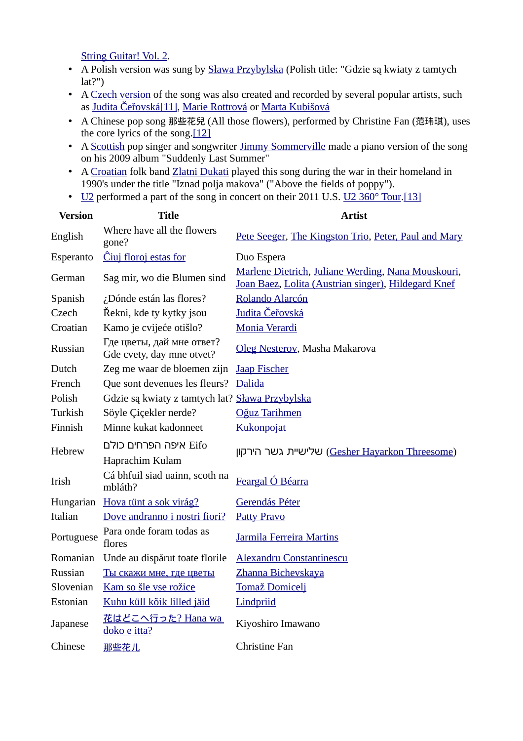String Guitar! Vol. 2.

- A Polish version was sung by Sława Przybylska (Polish title: "Gdzie są kwiaty z tamtych lat?")
- A Czech version of the song was also created and recorded by several popular artists, such as Judita Čeřovská[11], Marie Rottrová or Marta Kubišová
- A Chinese pop song 那些花兒 (All those flowers), performed by Christine Fan (范玮琪), uses the core lyrics of the song.[12]
- A Scottish pop singer and songwriter Jimmy Sommerville made a piano version of the song on his 2009 album "Suddenly Last Summer"
- A Croatian folk band Zlatni Dukati played this song during the war in their homeland in 1990's under the title "Iznad polja makova" ("Above the fields of poppy").
- U2 performed a part of the song in concert on their 2011 U.S. U2 360° Tour.[13]

| Version | Title | Artist |
|---|---|---|
| English | Where have all the flowers gone? | Pete Seeger, The Kingston Trio, Peter, Paul and Mary |
| Esperanto | Ĉiuj floroj estas for | Duo Espera |
| German | Sag mir, wo die Blumen sind | Marlene Dietrich, Juliane Werding, Nana Mouskouri, Joan Baez, Lolita (Austrian singer), Hildegard Knef |
| Spanish | ¿Dónde están las flores? | Rolando Alarcón |
| Czech | Řekni, kde ty kytky jsou | Judita Čeřovská |
| Croatian | Kamo je cvijeće otišlo? | Monia Verardi |
| Russian | Где цветы, дай мне ответ? Gde cvety, day mne otvet? | Oleg Nesterov, Masha Makarova |
| Dutch | Zeg me waar de bloemen zijn | Jaap Fischer |
| French | Que sont devenues les fleurs? | Dalida |
| Polish | Gdzie są kwiaty z tamtych lat? | Sława Przybylska |
| Turkish | Söyle Çiçekler nerde? | Oğuz Tarihmen |
| Finnish | Minne kukat kadonneet | Kukonpojat |
| Hebrew | איפה הפרחים כולם Eifo Haprachim Kulam | שלישיית גשר הירקון (Gesher Hayarkon Threesome) |
| Irish | Cá bhfuil siad uainn, scoth na mbláth? | Feargal Ó Béarra |
| Hungarian | Hova tünt a sok virág? | Gerendás Péter |
| Italian | Dove andranno i nostri fiori? | Patty Pravo |
| Portuguese | Para onde foram todas as flores | Jarmila Ferreira Martins |
| Romanian | Unde au dispărut toate florile | Alexandru Constantinescu |
| Russian | Ты скажи мне, где цветы | Zhanna Bichevskaya |
| Slovenian | Kam so šle vse rožice | Tomaž Domicelj |
| Estonian | Kuhu küll kõik lilled jäid | Lindpriid |
| Japanese | 花はどこへ行った? Hana wa doko e itta? | Kiyoshiro Imawano |
| Chinese | 那些花儿 | Christine Fan |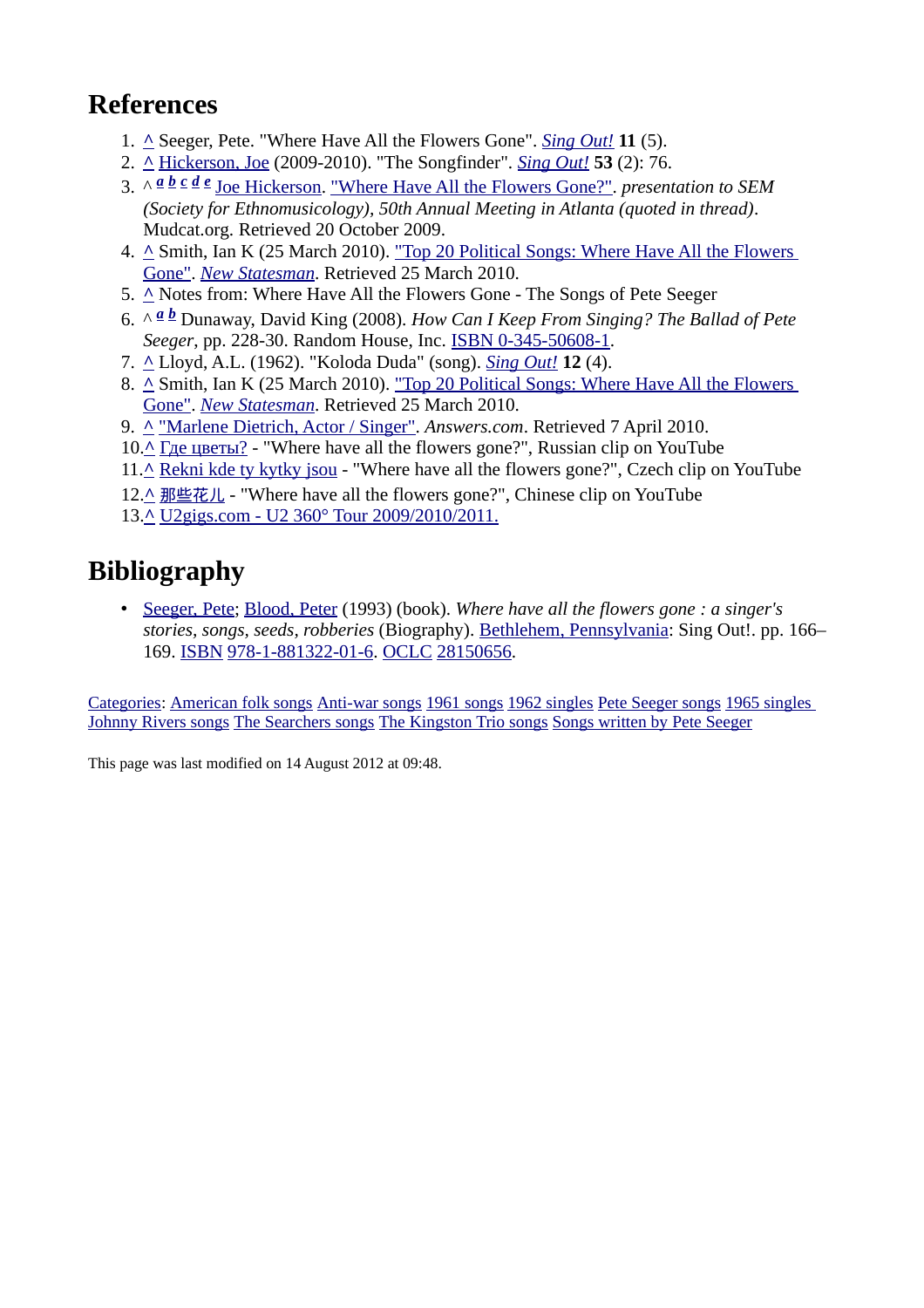## References

1. ^ Seeger, Pete. "Where Have All the Flowers Gone". *Sing Out!* **11** (5).
2. ^ Hickerson, Joe (2009-2010). "The Songfinder". *Sing Out!* **53** (2): 76.
3. ^ *a b c d e* Joe Hickerson. "Where Have All the Flowers Gone?". *presentation to SEM (Society for Ethnomusicology), 50th Annual Meeting in Atlanta (quoted in thread)*. Mudcat.org. Retrieved 20 October 2009.
4. ^ Smith, Ian K (25 March 2010). "Top 20 Political Songs: Where Have All the Flowers Gone". *New Statesman*. Retrieved 25 March 2010.
5. ^ Notes from: Where Have All the Flowers Gone - The Songs of Pete Seeger
6. ^ *a b* Dunaway, David King (2008). *How Can I Keep From Singing? The Ballad of Pete Seeger*, pp. 228-30. Random House, Inc. ISBN 0-345-50608-1.
7. ^ Lloyd, A.L. (1962). "Koloda Duda" (song). *Sing Out!* **12** (4).
8. ^ Smith, Ian K (25 March 2010). "Top 20 Political Songs: Where Have All the Flowers Gone". *New Statesman*. Retrieved 25 March 2010.
9. ^ "Marlene Dietrich, Actor / Singer". *Answers.com*. Retrieved 7 April 2010.
10. ^ Где цветы? - "Where have all the flowers gone?", Russian clip on YouTube
11. ^ Rekni kde ty kytky jsou - "Where have all the flowers gone?", Czech clip on YouTube
12. ^ 那些花儿 - "Where have all the flowers gone?", Chinese clip on YouTube
13. ^ U2gigs.com - U2 360° Tour 2009/2010/2011.

## Bibliography

- Seeger, Pete; Blood, Peter (1993) (book). *Where have all the flowers gone : a singer's stories, songs, seeds, robberies* (Biography). Bethlehem, Pennsylvania: Sing Out!. pp. 166–169. ISBN 978-1-881322-01-6. OCLC 28150656.

Categories: American folk songs Anti-war songs 1961 songs 1962 singles Pete Seeger songs 1965 singles Johnny Rivers songs The Searchers songs The Kingston Trio songs Songs written by Pete Seeger

This page was last modified on 14 August 2012 at 09:48.